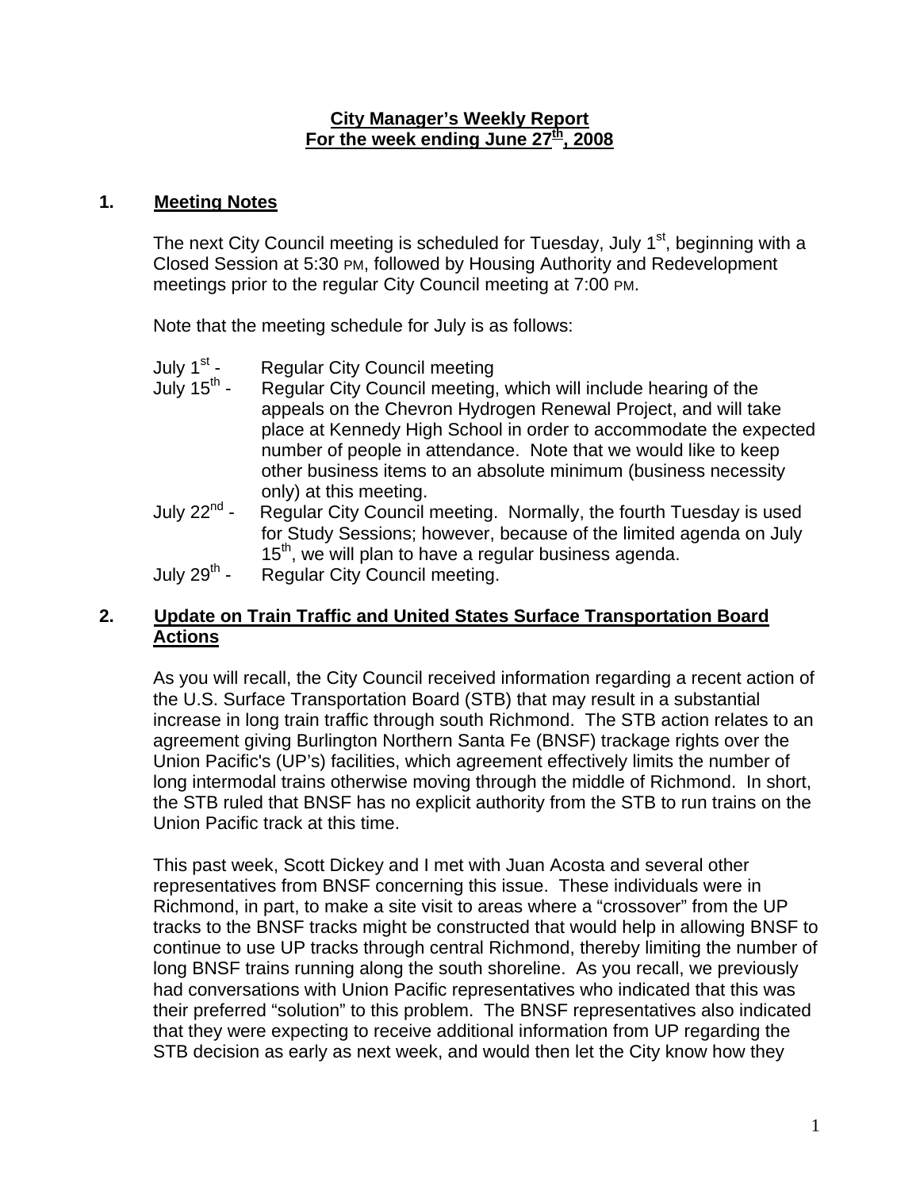**City Manager's Weekly Report**
**For the week ending June 27th, 2008**

## 1. Meeting Notes

The next City Council meeting is scheduled for Tuesday, July 1st, beginning with a Closed Session at 5:30 PM, followed by Housing Authority and Redevelopment meetings prior to the regular City Council meeting at 7:00 PM.

Note that the meeting schedule for July is as follows:

- July 1st - Regular City Council meeting
- July 15th - Regular City Council meeting, which will include hearing of the appeals on the Chevron Hydrogen Renewal Project, and will take place at Kennedy High School in order to accommodate the expected number of people in attendance. Note that we would like to keep other business items to an absolute minimum (business necessity only) at this meeting.
- July 22nd - Regular City Council meeting. Normally, the fourth Tuesday is used for Study Sessions; however, because of the limited agenda on July 15th, we will plan to have a regular business agenda.
- July 29th - Regular City Council meeting.

## 2. Update on Train Traffic and United States Surface Transportation Board Actions

As you will recall, the City Council received information regarding a recent action of the U.S. Surface Transportation Board (STB) that may result in a substantial increase in long train traffic through south Richmond. The STB action relates to an agreement giving Burlington Northern Santa Fe (BNSF) trackage rights over the Union Pacific's (UP's) facilities, which agreement effectively limits the number of long intermodal trains otherwise moving through the middle of Richmond. In short, the STB ruled that BNSF has no explicit authority from the STB to run trains on the Union Pacific track at this time.

This past week, Scott Dickey and I met with Juan Acosta and several other representatives from BNSF concerning this issue. These individuals were in Richmond, in part, to make a site visit to areas where a "crossover" from the UP tracks to the BNSF tracks might be constructed that would help in allowing BNSF to continue to use UP tracks through central Richmond, thereby limiting the number of long BNSF trains running along the south shoreline. As you recall, we previously had conversations with Union Pacific representatives who indicated that this was their preferred "solution" to this problem. The BNSF representatives also indicated that they were expecting to receive additional information from UP regarding the STB decision as early as next week, and would then let the City know how they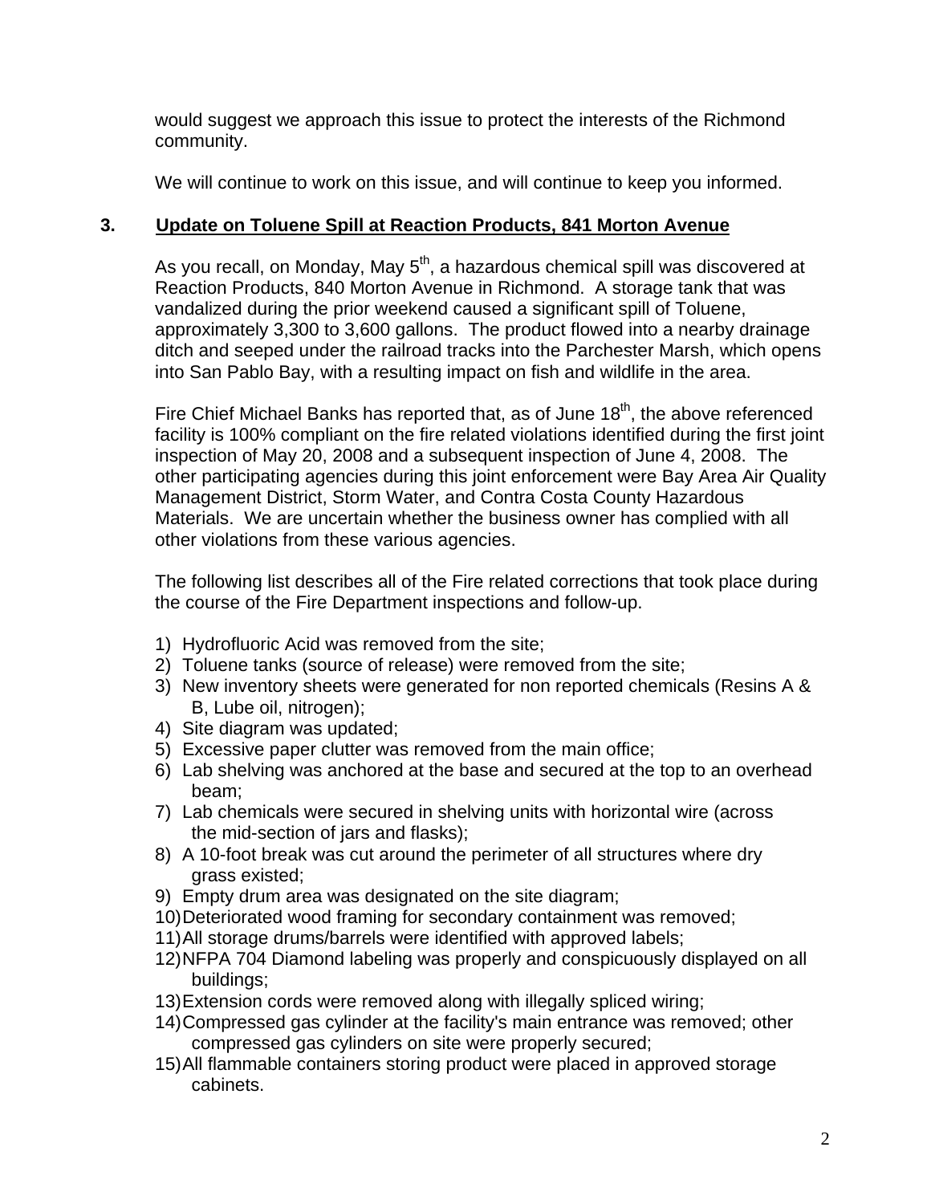would suggest we approach this issue to protect the interests of the Richmond community.

We will continue to work on this issue, and will continue to keep you informed.

### 3. Update on Toluene Spill at Reaction Products, 841 Morton Avenue

As you recall, on Monday, May 5th, a hazardous chemical spill was discovered at Reaction Products, 840 Morton Avenue in Richmond. A storage tank that was vandalized during the prior weekend caused a significant spill of Toluene, approximately 3,300 to 3,600 gallons. The product flowed into a nearby drainage ditch and seeped under the railroad tracks into the Parchester Marsh, which opens into San Pablo Bay, with a resulting impact on fish and wildlife in the area.

Fire Chief Michael Banks has reported that, as of June 18th, the above referenced facility is 100% compliant on the fire related violations identified during the first joint inspection of May 20, 2008 and a subsequent inspection of June 4, 2008. The other participating agencies during this joint enforcement were Bay Area Air Quality Management District, Storm Water, and Contra Costa County Hazardous Materials. We are uncertain whether the business owner has complied with all other violations from these various agencies.

The following list describes all of the Fire related corrections that took place during the course of the Fire Department inspections and follow-up.

1) Hydrofluoric Acid was removed from the site;
2) Toluene tanks (source of release) were removed from the site;
3) New inventory sheets were generated for non reported chemicals (Resins A & B, Lube oil, nitrogen);
4) Site diagram was updated;
5) Excessive paper clutter was removed from the main office;
6) Lab shelving was anchored at the base and secured at the top to an overhead beam;
7) Lab chemicals were secured in shelving units with horizontal wire (across the mid-section of jars and flasks);
8) A 10-foot break was cut around the perimeter of all structures where dry grass existed;
9) Empty drum area was designated on the site diagram;
10) Deteriorated wood framing for secondary containment was removed;
11) All storage drums/barrels were identified with approved labels;
12) NFPA 704 Diamond labeling was properly and conspicuously displayed on all buildings;
13) Extension cords were removed along with illegally spliced wiring;
14) Compressed gas cylinder at the facility's main entrance was removed; other compressed gas cylinders on site were properly secured;
15) All flammable containers storing product were placed in approved storage cabinets.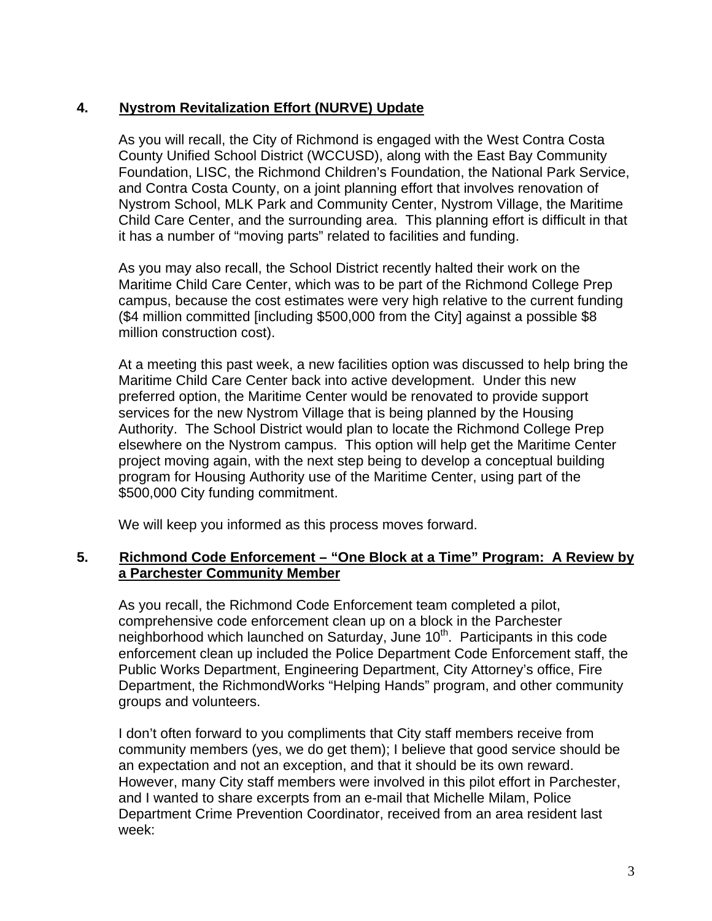**4. Nystrom Revitalization Effort (NURVE) Update**

As you will recall, the City of Richmond is engaged with the West Contra Costa County Unified School District (WCCUSD), along with the East Bay Community Foundation, LISC, the Richmond Children's Foundation, the National Park Service, and Contra Costa County, on a joint planning effort that involves renovation of Nystrom School, MLK Park and Community Center, Nystrom Village, the Maritime Child Care Center, and the surrounding area. This planning effort is difficult in that it has a number of "moving parts" related to facilities and funding.

As you may also recall, the School District recently halted their work on the Maritime Child Care Center, which was to be part of the Richmond College Prep campus, because the cost estimates were very high relative to the current funding ($4 million committed [including $500,000 from the City] against a possible $8 million construction cost).

At a meeting this past week, a new facilities option was discussed to help bring the Maritime Child Care Center back into active development. Under this new preferred option, the Maritime Center would be renovated to provide support services for the new Nystrom Village that is being planned by the Housing Authority. The School District would plan to locate the Richmond College Prep elsewhere on the Nystrom campus. This option will help get the Maritime Center project moving again, with the next step being to develop a conceptual building program for Housing Authority use of the Maritime Center, using part of the $500,000 City funding commitment.

We will keep you informed as this process moves forward.

**5. Richmond Code Enforcement – "One Block at a Time" Program: A Review by a Parchester Community Member**

As you recall, the Richmond Code Enforcement team completed a pilot, comprehensive code enforcement clean up on a block in the Parchester neighborhood which launched on Saturday, June 10th. Participants in this code enforcement clean up included the Police Department Code Enforcement staff, the Public Works Department, Engineering Department, City Attorney's office, Fire Department, the RichmondWorks "Helping Hands" program, and other community groups and volunteers.

I don't often forward to you compliments that City staff members receive from community members (yes, we do get them); I believe that good service should be an expectation and not an exception, and that it should be its own reward. However, many City staff members were involved in this pilot effort in Parchester, and I wanted to share excerpts from an e-mail that Michelle Milam, Police Department Crime Prevention Coordinator, received from an area resident last week: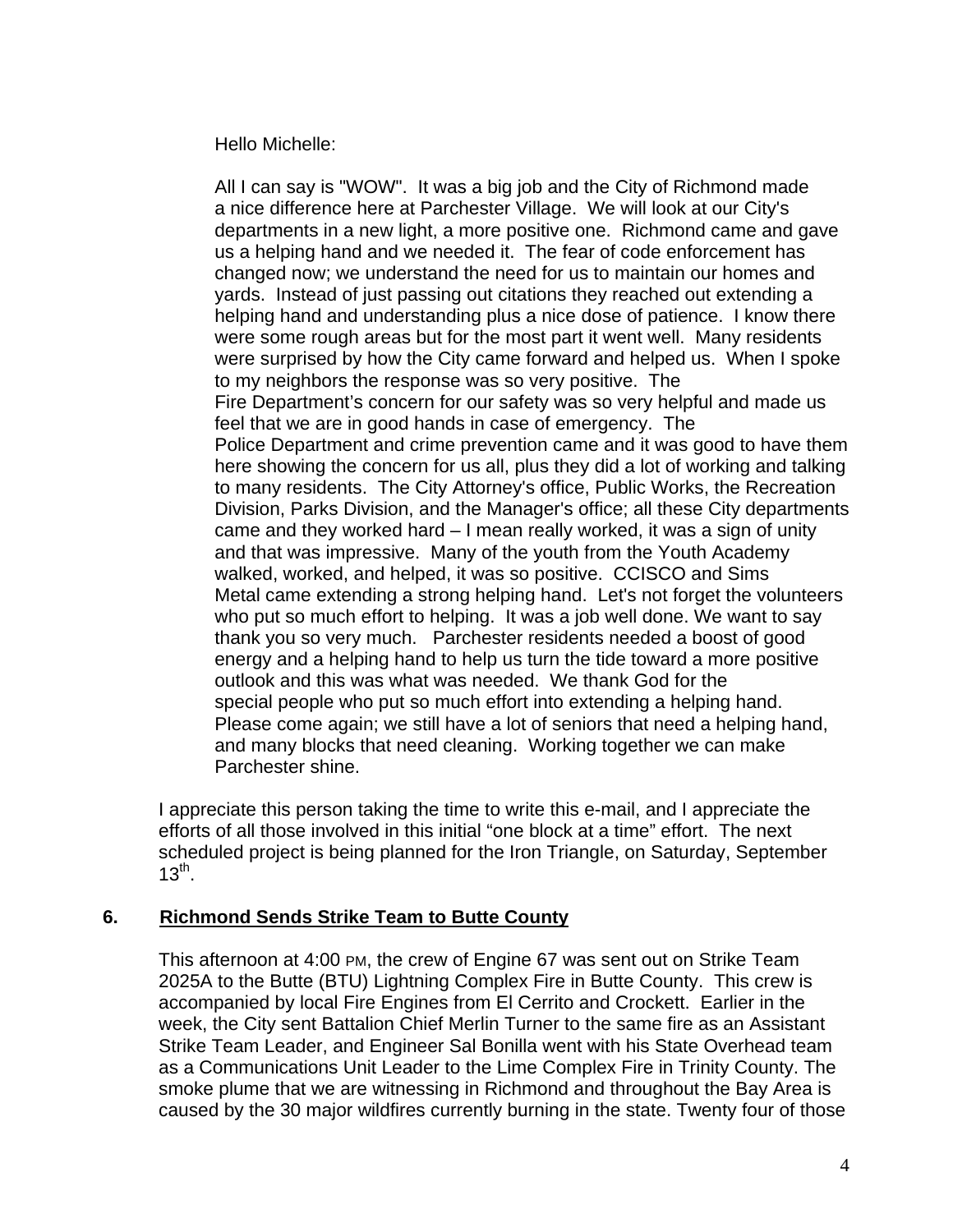Hello Michelle:

All I can say is "WOW". It was a big job and the City of Richmond made a nice difference here at Parchester Village. We will look at our City's departments in a new light, a more positive one. Richmond came and gave us a helping hand and we needed it. The fear of code enforcement has changed now; we understand the need for us to maintain our homes and yards. Instead of just passing out citations they reached out extending a helping hand and understanding plus a nice dose of patience. I know there were some rough areas but for the most part it went well. Many residents were surprised by how the City came forward and helped us. When I spoke to my neighbors the response was so very positive. The Fire Department's concern for our safety was so very helpful and made us feel that we are in good hands in case of emergency. The Police Department and crime prevention came and it was good to have them here showing the concern for us all, plus they did a lot of working and talking to many residents. The City Attorney's office, Public Works, the Recreation Division, Parks Division, and the Manager's office; all these City departments came and they worked hard – I mean really worked, it was a sign of unity and that was impressive. Many of the youth from the Youth Academy walked, worked, and helped, it was so positive. CCISCO and Sims Metal came extending a strong helping hand. Let's not forget the volunteers who put so much effort to helping. It was a job well done. We want to say thank you so very much. Parchester residents needed a boost of good energy and a helping hand to help us turn the tide toward a more positive outlook and this was what was needed. We thank God for the special people who put so much effort into extending a helping hand. Please come again; we still have a lot of seniors that need a helping hand, and many blocks that need cleaning. Working together we can make Parchester shine.

I appreciate this person taking the time to write this e-mail, and I appreciate the efforts of all those involved in this initial "one block at a time" effort. The next scheduled project is being planned for the Iron Triangle, on Saturday, September 13th.

## 6. Richmond Sends Strike Team to Butte County

This afternoon at 4:00 PM, the crew of Engine 67 was sent out on Strike Team 2025A to the Butte (BTU) Lightning Complex Fire in Butte County. This crew is accompanied by local Fire Engines from El Cerrito and Crockett. Earlier in the week, the City sent Battalion Chief Merlin Turner to the same fire as an Assistant Strike Team Leader, and Engineer Sal Bonilla went with his State Overhead team as a Communications Unit Leader to the Lime Complex Fire in Trinity County. The smoke plume that we are witnessing in Richmond and throughout the Bay Area is caused by the 30 major wildfires currently burning in the state. Twenty four of those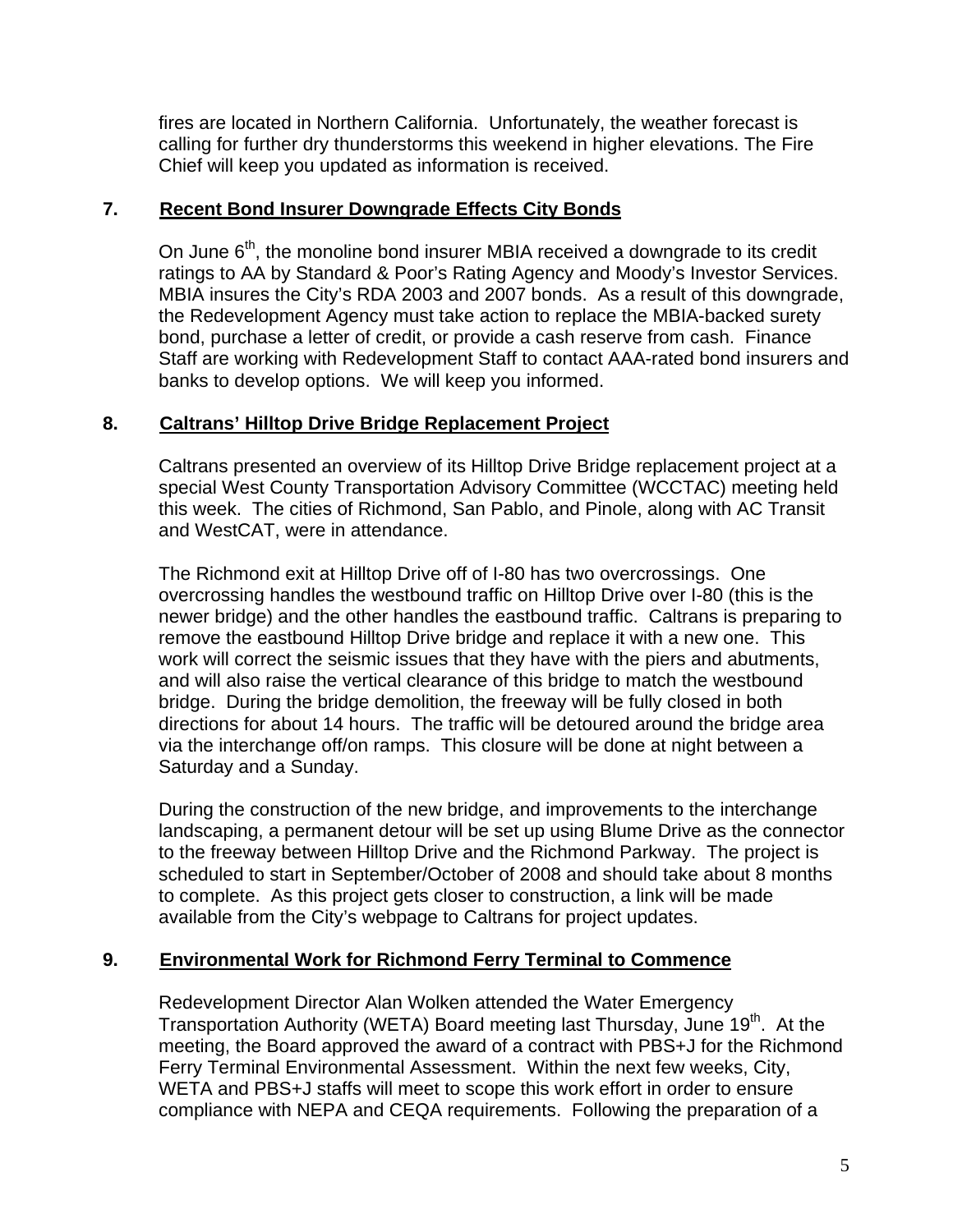fires are located in Northern California. Unfortunately, the weather forecast is calling for further dry thunderstorms this weekend in higher elevations. The Fire Chief will keep you updated as information is received.

**7. Recent Bond Insurer Downgrade Effects City Bonds**

On June 6th, the monoline bond insurer MBIA received a downgrade to its credit ratings to AA by Standard & Poor's Rating Agency and Moody's Investor Services. MBIA insures the City's RDA 2003 and 2007 bonds. As a result of this downgrade, the Redevelopment Agency must take action to replace the MBIA-backed surety bond, purchase a letter of credit, or provide a cash reserve from cash. Finance Staff are working with Redevelopment Staff to contact AAA-rated bond insurers and banks to develop options. We will keep you informed.

**8. Caltrans' Hilltop Drive Bridge Replacement Project**

Caltrans presented an overview of its Hilltop Drive Bridge replacement project at a special West County Transportation Advisory Committee (WCCTAC) meeting held this week. The cities of Richmond, San Pablo, and Pinole, along with AC Transit and WestCAT, were in attendance.

The Richmond exit at Hilltop Drive off of I-80 has two overcrossings. One overcrossing handles the westbound traffic on Hilltop Drive over I-80 (this is the newer bridge) and the other handles the eastbound traffic. Caltrans is preparing to remove the eastbound Hilltop Drive bridge and replace it with a new one. This work will correct the seismic issues that they have with the piers and abutments, and will also raise the vertical clearance of this bridge to match the westbound bridge. During the bridge demolition, the freeway will be fully closed in both directions for about 14 hours. The traffic will be detoured around the bridge area via the interchange off/on ramps. This closure will be done at night between a Saturday and a Sunday.

During the construction of the new bridge, and improvements to the interchange landscaping, a permanent detour will be set up using Blume Drive as the connector to the freeway between Hilltop Drive and the Richmond Parkway. The project is scheduled to start in September/October of 2008 and should take about 8 months to complete. As this project gets closer to construction, a link will be made available from the City's webpage to Caltrans for project updates.

**9. Environmental Work for Richmond Ferry Terminal to Commence**

Redevelopment Director Alan Wolken attended the Water Emergency Transportation Authority (WETA) Board meeting last Thursday, June 19th. At the meeting, the Board approved the award of a contract with PBS+J for the Richmond Ferry Terminal Environmental Assessment. Within the next few weeks, City, WETA and PBS+J staffs will meet to scope this work effort in order to ensure compliance with NEPA and CEQA requirements. Following the preparation of a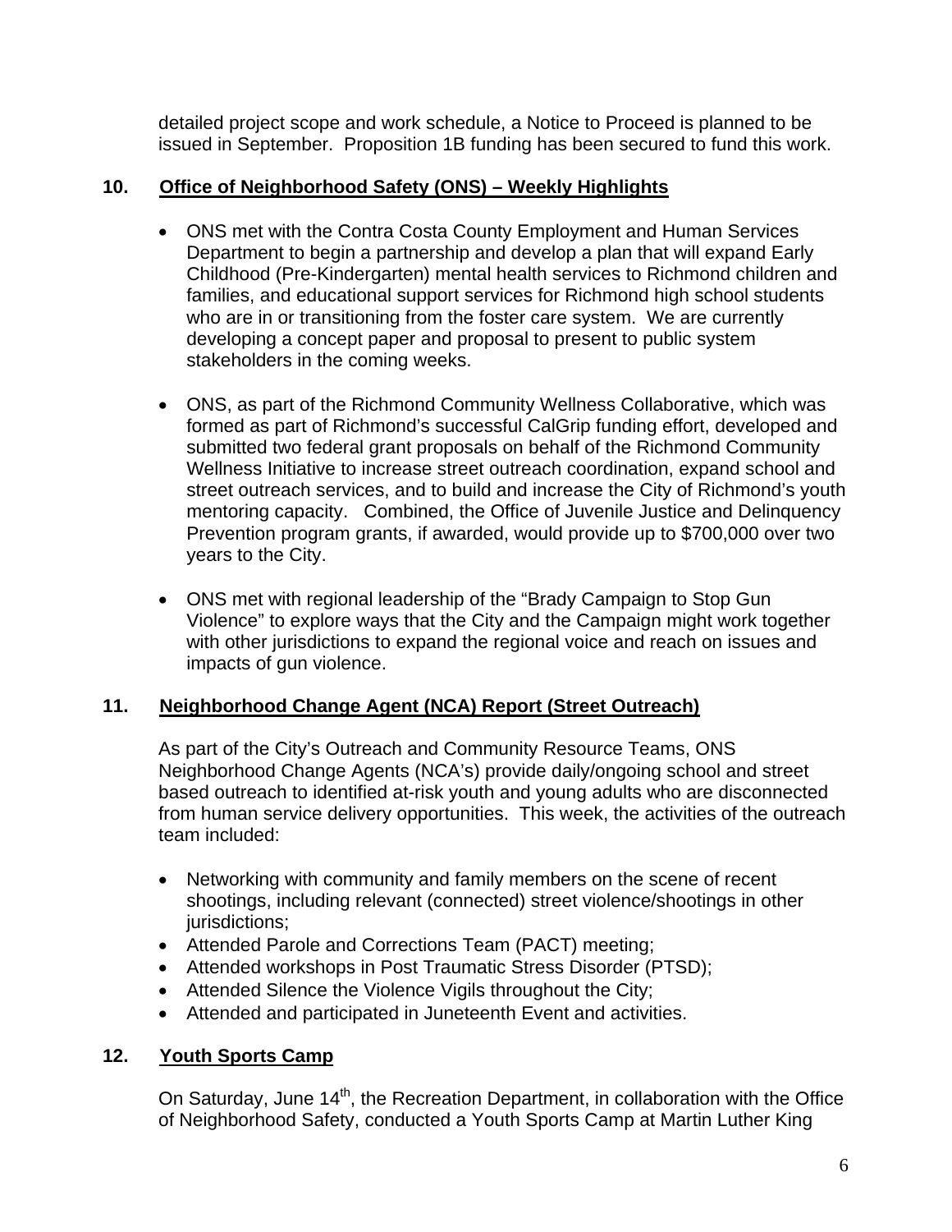detailed project scope and work schedule, a Notice to Proceed is planned to be issued in September. Proposition 1B funding has been secured to fund this work.

## 10. Office of Neighborhood Safety (ONS) – Weekly Highlights

- ONS met with the Contra Costa County Employment and Human Services Department to begin a partnership and develop a plan that will expand Early Childhood (Pre-Kindergarten) mental health services to Richmond children and families, and educational support services for Richmond high school students who are in or transitioning from the foster care system. We are currently developing a concept paper and proposal to present to public system stakeholders in the coming weeks.

- ONS, as part of the Richmond Community Wellness Collaborative, which was formed as part of Richmond's successful CalGrip funding effort, developed and submitted two federal grant proposals on behalf of the Richmond Community Wellness Initiative to increase street outreach coordination, expand school and street outreach services, and to build and increase the City of Richmond's youth mentoring capacity. Combined, the Office of Juvenile Justice and Delinquency Prevention program grants, if awarded, would provide up to $700,000 over two years to the City.

- ONS met with regional leadership of the "Brady Campaign to Stop Gun Violence" to explore ways that the City and the Campaign might work together with other jurisdictions to expand the regional voice and reach on issues and impacts of gun violence.

## 11. Neighborhood Change Agent (NCA) Report (Street Outreach)

As part of the City's Outreach and Community Resource Teams, ONS Neighborhood Change Agents (NCA's) provide daily/ongoing school and street based outreach to identified at-risk youth and young adults who are disconnected from human service delivery opportunities. This week, the activities of the outreach team included:

- Networking with community and family members on the scene of recent shootings, including relevant (connected) street violence/shootings in other jurisdictions;
- Attended Parole and Corrections Team (PACT) meeting;
- Attended workshops in Post Traumatic Stress Disorder (PTSD);
- Attended Silence the Violence Vigils throughout the City;
- Attended and participated in Juneteenth Event and activities.

## 12. Youth Sports Camp

On Saturday, June 14th, the Recreation Department, in collaboration with the Office of Neighborhood Safety, conducted a Youth Sports Camp at Martin Luther King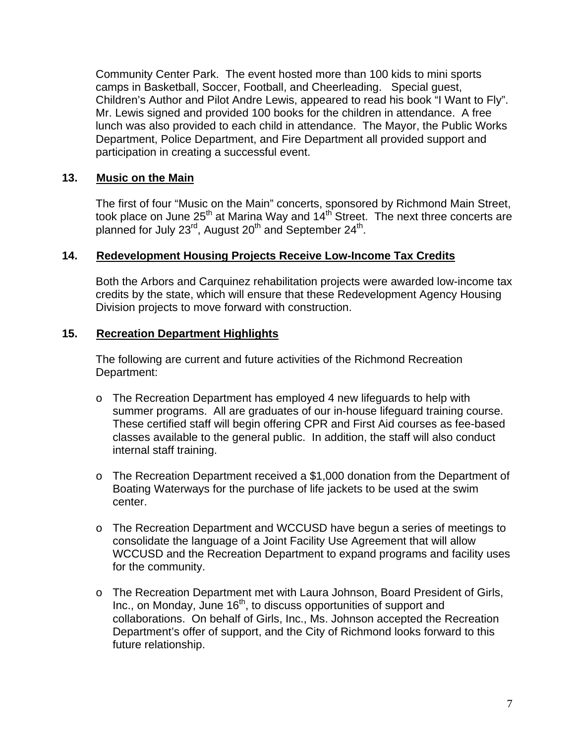Community Center Park. The event hosted more than 100 kids to mini sports camps in Basketball, Soccer, Football, and Cheerleading. Special guest, Children's Author and Pilot Andre Lewis, appeared to read his book "I Want to Fly". Mr. Lewis signed and provided 100 books for the children in attendance. A free lunch was also provided to each child in attendance. The Mayor, the Public Works Department, Police Department, and Fire Department all provided support and participation in creating a successful event.

## 13. Music on the Main

The first of four "Music on the Main" concerts, sponsored by Richmond Main Street, took place on June 25th at Marina Way and 14th Street. The next three concerts are planned for July 23rd, August 20th and September 24th.

## 14. Redevelopment Housing Projects Receive Low-Income Tax Credits

Both the Arbors and Carquinez rehabilitation projects were awarded low-income tax credits by the state, which will ensure that these Redevelopment Agency Housing Division projects to move forward with construction.

## 15. Recreation Department Highlights

The following are current and future activities of the Richmond Recreation Department:

- The Recreation Department has employed 4 new lifeguards to help with summer programs. All are graduates of our in-house lifeguard training course. These certified staff will begin offering CPR and First Aid courses as fee-based classes available to the general public. In addition, the staff will also conduct internal staff training.

- The Recreation Department received a $1,000 donation from the Department of Boating Waterways for the purchase of life jackets to be used at the swim center.

- The Recreation Department and WCCUSD have begun a series of meetings to consolidate the language of a Joint Facility Use Agreement that will allow WCCUSD and the Recreation Department to expand programs and facility uses for the community.

- The Recreation Department met with Laura Johnson, Board President of Girls, Inc., on Monday, June 16th, to discuss opportunities of support and collaborations. On behalf of Girls, Inc., Ms. Johnson accepted the Recreation Department's offer of support, and the City of Richmond looks forward to this future relationship.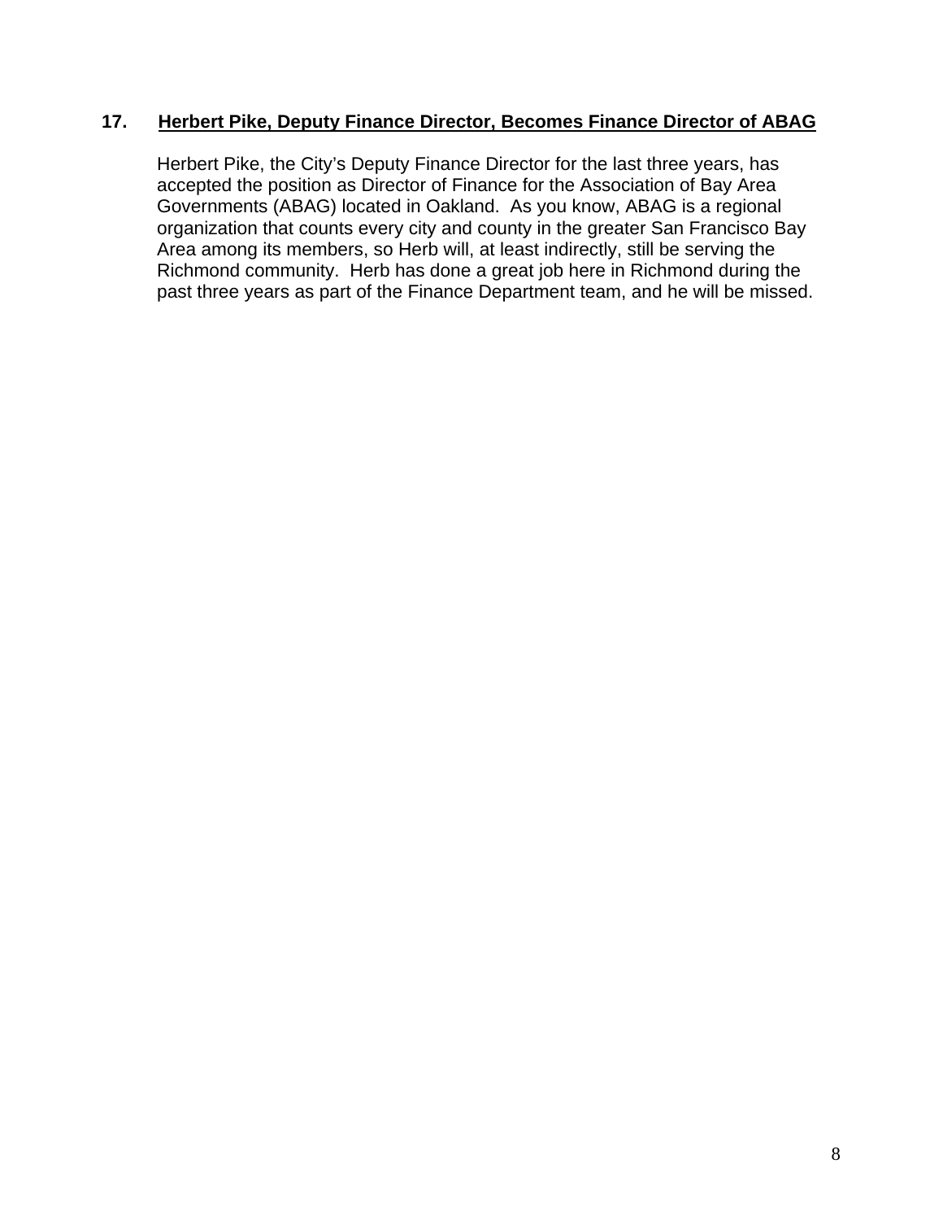### 17. **Herbert Pike, Deputy Finance Director, Becomes Finance Director of ABAG**

Herbert Pike, the City's Deputy Finance Director for the last three years, has accepted the position as Director of Finance for the Association of Bay Area Governments (ABAG) located in Oakland. As you know, ABAG is a regional organization that counts every city and county in the greater San Francisco Bay Area among its members, so Herb will, at least indirectly, still be serving the Richmond community. Herb has done a great job here in Richmond during the past three years as part of the Finance Department team, and he will be missed.